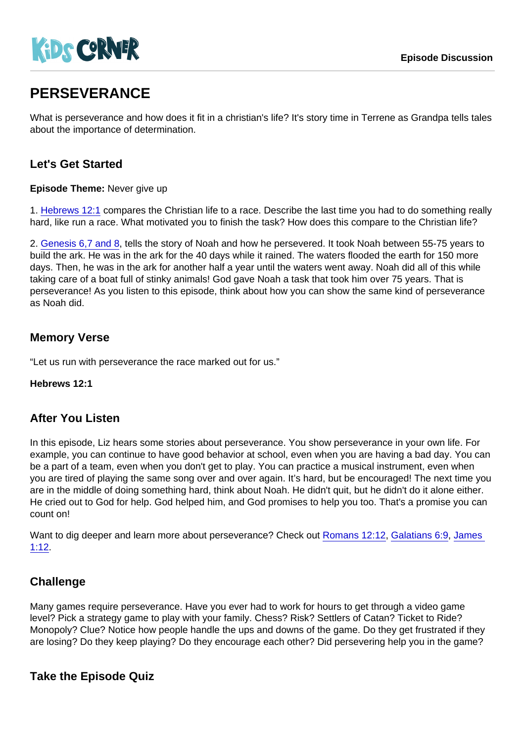# PERSEVERANCE

What is perseverance and how does it fit in a christian's life? It's story time in Terrene as Grandpa tells tales about the importance of determination.

## Let's Get Started

**Episode Theme:** Never give up

1. Hebrews 12:1 compares the Christian life to a race. Describe the last time you had to do something really hard, like run a race. What motivated you to finish the task? How does this compare to the Christian life?

2. Genesis 6,7 and 8, tells the story of Noah and how he persevered. It took Noah between 55-75 years to build the ark. He was in the ark for the 40 days while it rained. The waters flooded the earth for 150 more days. Then, he was in the ark for another half a year until the waters went away. Noah did all of this while taking care of a boat full of stinky animals! God gave Noah a task that took him over 75 years. That is perseverance! As you listen to this episode, think about how you can show the same kind of perseverance as Noah did.

## Memory Verse

"Let us run with perseverance the race marked out for us."

**Hebrews 12:1**

## After You Listen

In this episode, Liz hears some stories about perseverance. You show perseverance in your own life. For example, you can continue to have good behavior at school, even when you are having a bad day. You can be a part of a team, even when you don't get to play. You can practice a musical instrument, even when you are tired of playing the same song over and over again. It's hard, but be encouraged! The next time you are in the middle of doing something hard, think about Noah. He didn't quit, but he didn't do it alone either. He cried out to God for help. God helped him, and God promises to help you too. That's a promise you can count on!

Want to dig deeper and learn more about perseverance? Check out Romans 12:12, Galatians 6:9, James 1:12.

## Challenge

Many games require perseverance. Have you ever had to work for hours to get through a video game level? Pick a strategy game to play with your family. Chess? Risk? Settlers of Catan? Ticket to Ride? Monopoly? Clue? Notice how people handle the ups and downs of the game. Do they get frustrated if they are losing? Do they keep playing? Do they encourage each other? Did persevering help you in the game?

## Take the Episode Quiz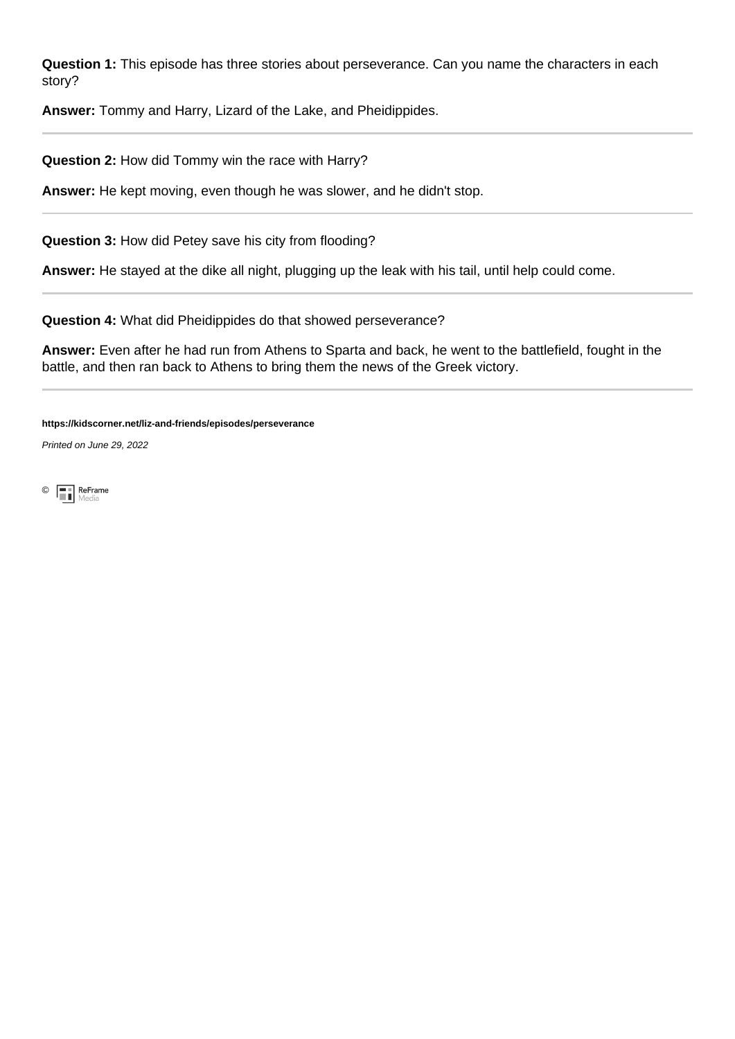**Question 1:** This episode has three stories about perseverance. Can you name the characters in each story?

**Answer:** Tommy and Harry, Lizard of the Lake, and Pheidippides.

---

**Question 2:** How did Tommy win the race with Harry?

**Answer:** He kept moving, even though he was slower, and he didn't stop.

---

**Question 3:** How did Petey save his city from flooding?

**Answer:** He stayed at the dike all night, plugging up the leak with his tail, until help could come.

---

**Question 4:** What did Pheidippides do that showed perseverance?

**Answer:** Even after he had run from Athens to Sparta and back, he went to the battlefield, fought in the battle, and then ran back to Athens to bring them the news of the Greek victory.

---

**https://kidscorner.net/liz-and-friends/episodes/perseverance**

*Printed on June 29, 2022*

© ReFrame Media